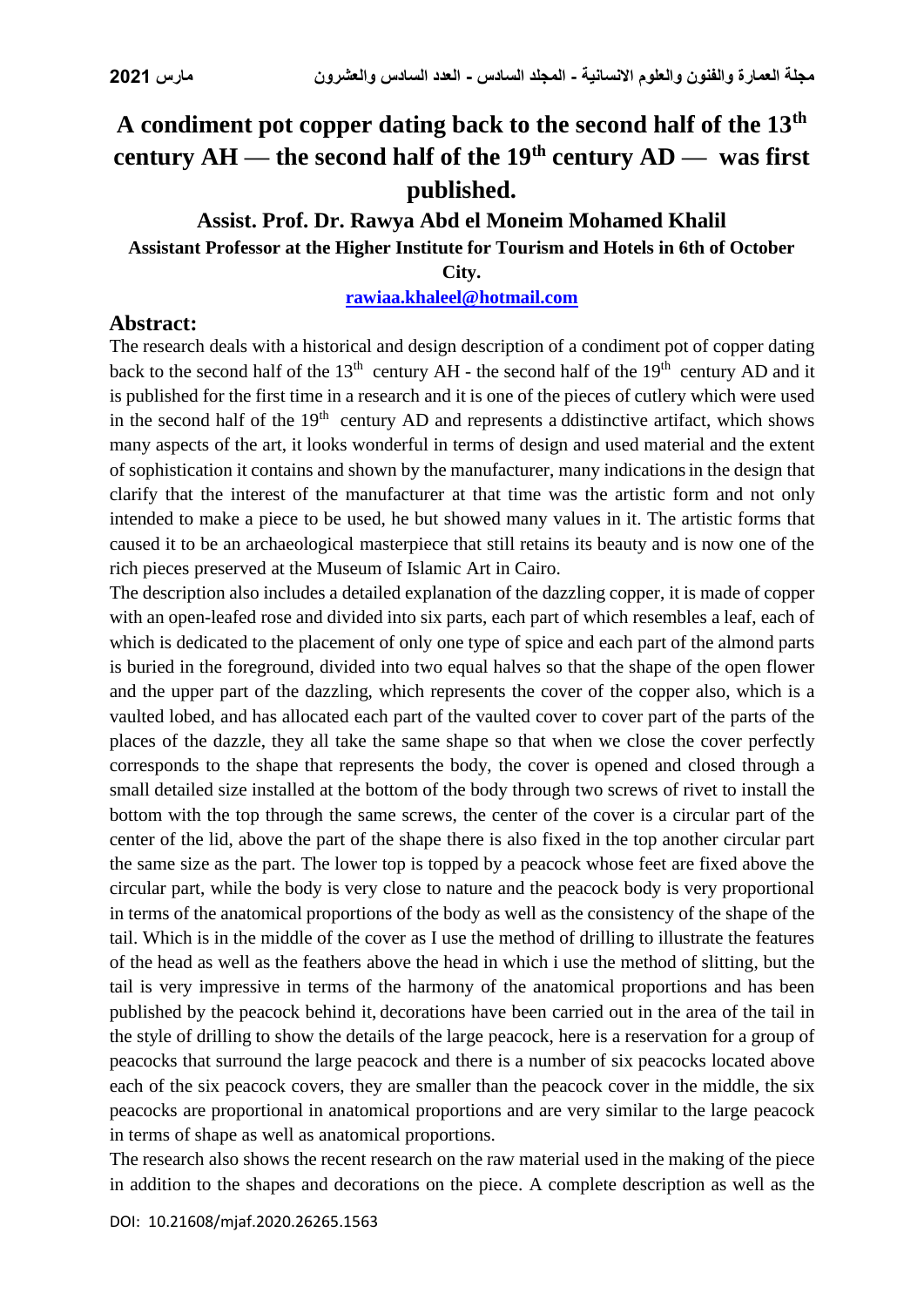# A condiment pot copper dating back to the second half of the 13th century AH — the second half of the 19th century AD — was first published.

**Assist. Prof. Dr. Rawya Abd el Moneim Mohamed Khalil**

**Assistant Professor at the Higher Institute for Tourism and Hotels in 6th of October City.**

**rawiaa.khaleel@hotmail.com**

## Abstract:

The research deals with a historical and design description of a condiment pot of copper dating back to the second half of the 13th century AH - the second half of the 19th century AD and it is published for the first time in a research and it is one of the pieces of cutlery which were used in the second half of the 19th century AD and represents a ddistinctive artifact, which shows many aspects of the art, it looks wonderful in terms of design and used material and the extent of sophistication it contains and shown by the manufacturer, many indications in the design that clarify that the interest of the manufacturer at that time was the artistic form and not only intended to make a piece to be used, he but showed many values in it. The artistic forms that caused it to be an archaeological masterpiece that still retains its beauty and is now one of the rich pieces preserved at the Museum of Islamic Art in Cairo.

The description also includes a detailed explanation of the dazzling copper, it is made of copper with an open-leafed rose and divided into six parts, each part of which resembles a leaf, each of which is dedicated to the placement of only one type of spice and each part of the almond parts is buried in the foreground, divided into two equal halves so that the shape of the open flower and the upper part of the dazzling, which represents the cover of the copper also, which is a vaulted lobed, and has allocated each part of the vaulted cover to cover part of the parts of the places of the dazzle, they all take the same shape so that when we close the cover perfectly corresponds to the shape that represents the body, the cover is opened and closed through a small detailed size installed at the bottom of the body through two screws of rivet to install the bottom with the top through the same screws, the center of the cover is a circular part of the center of the lid, above the part of the shape there is also fixed in the top another circular part the same size as the part. The lower top is topped by a peacock whose feet are fixed above the circular part, while the body is very close to nature and the peacock body is very proportional in terms of the anatomical proportions of the body as well as the consistency of the shape of the tail. Which is in the middle of the cover as I use the method of drilling to illustrate the features of the head as well as the feathers above the head in which i use the method of slitting, but the tail is very impressive in terms of the harmony of the anatomical proportions and has been published by the peacock behind it, decorations have been carried out in the area of the tail in the style of drilling to show the details of the large peacock, here is a reservation for a group of peacocks that surround the large peacock and there is a number of six peacocks located above each of the six peacock covers, they are smaller than the peacock cover in the middle, the six peacocks are proportional in anatomical proportions and are very similar to the large peacock in terms of shape as well as anatomical proportions.

The research also shows the recent research on the raw material used in the making of the piece in addition to the shapes and decorations on the piece. A complete description as well as the

DOI: 10.21608/mjaf.2020.26265.1563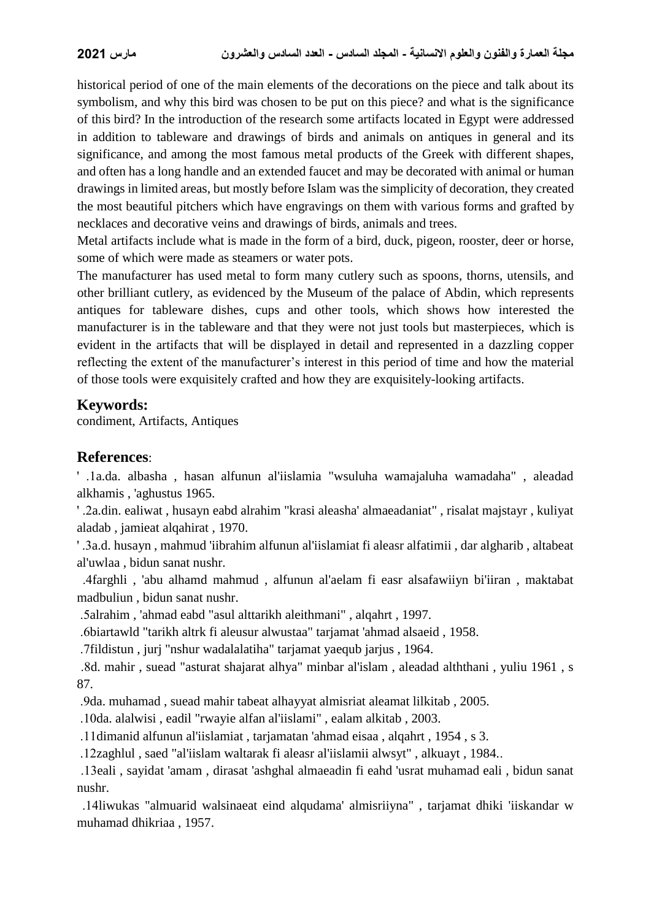historical period of one of the main elements of the decorations on the piece and talk about its symbolism, and why this bird was chosen to be put on this piece? and what is the significance of this bird? In the introduction of the research some artifacts located in Egypt were addressed in addition to tableware and drawings of birds and animals on antiques in general and its significance, and among the most famous metal products of the Greek with different shapes, and often has a long handle and an extended faucet and may be decorated with animal or human drawings in limited areas, but mostly before Islam was the simplicity of decoration, they created the most beautiful pitchers which have engravings on them with various forms and grafted by necklaces and decorative veins and drawings of birds, animals and trees.

Metal artifacts include what is made in the form of a bird, duck, pigeon, rooster, deer or horse, some of which were made as steamers or water pots.

The manufacturer has used metal to form many cutlery such as spoons, thorns, utensils, and other brilliant cutlery, as evidenced by the Museum of the palace of Abdin, which represents antiques for tableware dishes, cups and other tools, which shows how interested the manufacturer is in the tableware and that they were not just tools but masterpieces, which is evident in the artifacts that will be displayed in detail and represented in a dazzling copper reflecting the extent of the manufacturer's interest in this period of time and how the material of those tools were exquisitely crafted and how they are exquisitely-looking artifacts.

## Keywords:

condiment, Artifacts, Antiques

## References:

' .1a.da. albasha , hasan alfunun al'iislamia "wsuluha wamajaluha wamadaha" , aleadad alkhamis , 'aghustus 1965.

' .2a.din. ealiwat , husayn eabd alrahim "krasi aleasha' almaeadaniat" , risalat majstayr , kuliyat aladab , jamieat alqahirat , 1970.

' .3a.d. husayn , mahmud 'iibrahim alfunun al'iislamiat fi aleasr alfatimii , dar algharib , altabeat al'uwlaa , bidun sanat nushr.

.4farghli , 'abu alhamd mahmud , alfunun al'aelam fi easr alsafawiiyn bi'iiran , maktabat madbuliun , bidun sanat nushr.

.5alrahim , 'ahmad eabd "asul alttarikh aleithmani" , alqahrt , 1997.

.6biartawld "tarikh altrk fi aleusur alwustaa" tarjamat 'ahmad alsaeid , 1958.

.7fildistun , jurj "nshur wadalalatiha" tarjamat yaequb jarjus , 1964.

.8d. mahir , suead "asturat shajarat alhya" minbar al'islam , aleadad alththani , yuliu 1961 , s 87.

.9da. muhamad , suead mahir tabeat alhayyat almisriat aleamat lilkitab , 2005.

.10da. alalwisi , eadil "rwayie alfan al'iislami" , ealam alkitab , 2003.

.11dimanid alfunun al'iislamiat , tarjamatan 'ahmad eisaa , alqahrt , 1954 , s 3.

.12zaghlul , saed "al'iislam waltarak fi aleasr al'iislamii alwsyt" , alkuayt , 1984..

.13eali , sayidat 'amam , dirasat 'ashghal almaeadin fi eahd 'usrat muhamad eali , bidun sanat nushr.

.14liwukas "almuarid walsinaeat eind alqudama' almisriiyna" , tarjamat dhiki 'iiskandar w muhamad dhikriaa , 1957.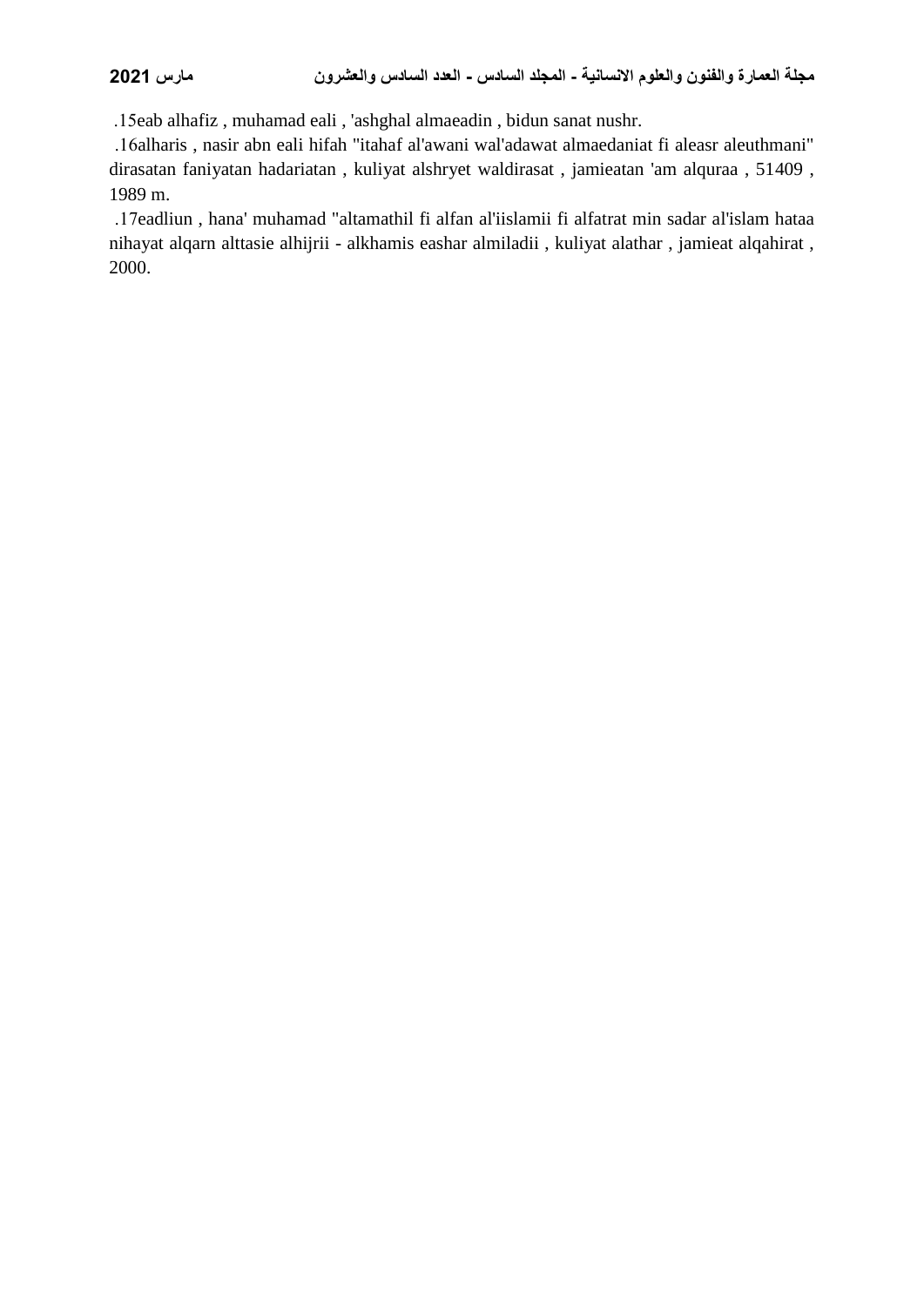.15eab alhafiz , muhamad eali , 'ashghal almaeadin , bidun sanat nushr.

.16alharis , nasir abn eali hifah "itahaf al'awani wal'adawat almaedaniat fi aleasr aleuthmani" dirasatan faniyatan hadariatan , kuliyat alshryet waldirasat , jamieatan 'am alquraa , 51409 , 1989 m.

.17eadliun , hana' muhamad "altamathil fi alfan al'iislamii fi alfatrat min sadar al'islam hataa nihayat alqarn alttasie alhijrii - alkhamis eashar almiladii , kuliyat alathar , jamieat alqahirat , 2000.